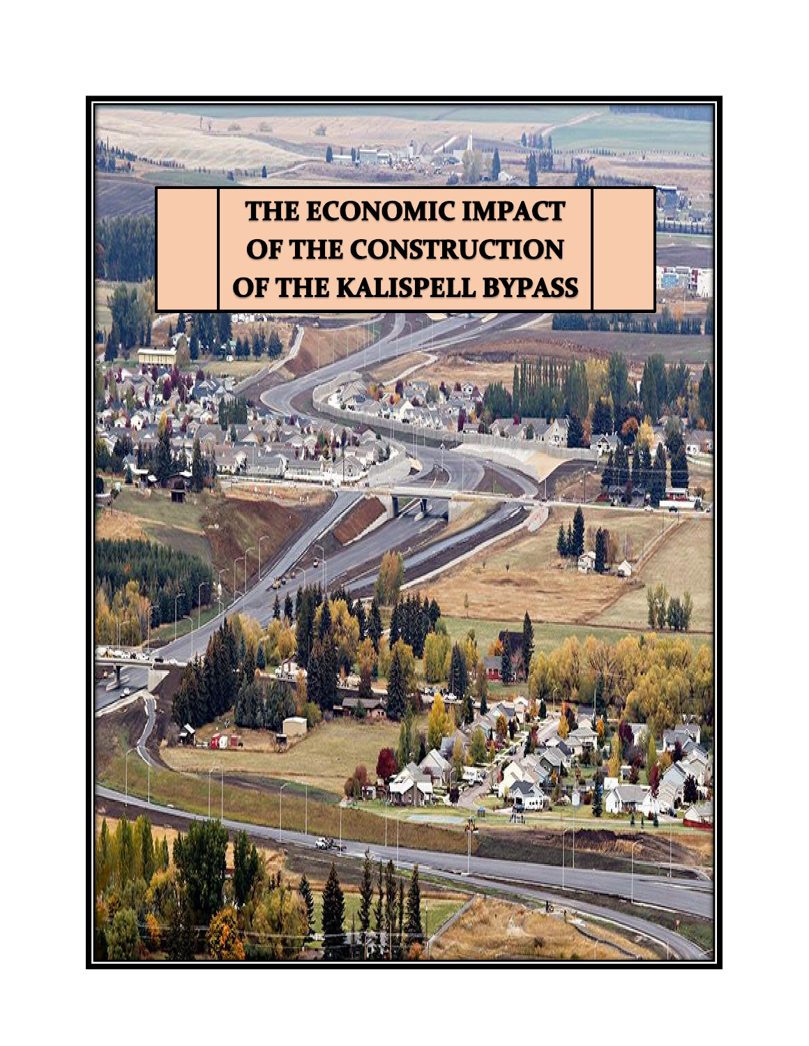# THE ECONOMIC IMPACT OF THE CONSTRUCTION OF THE KALISPELL BYPASS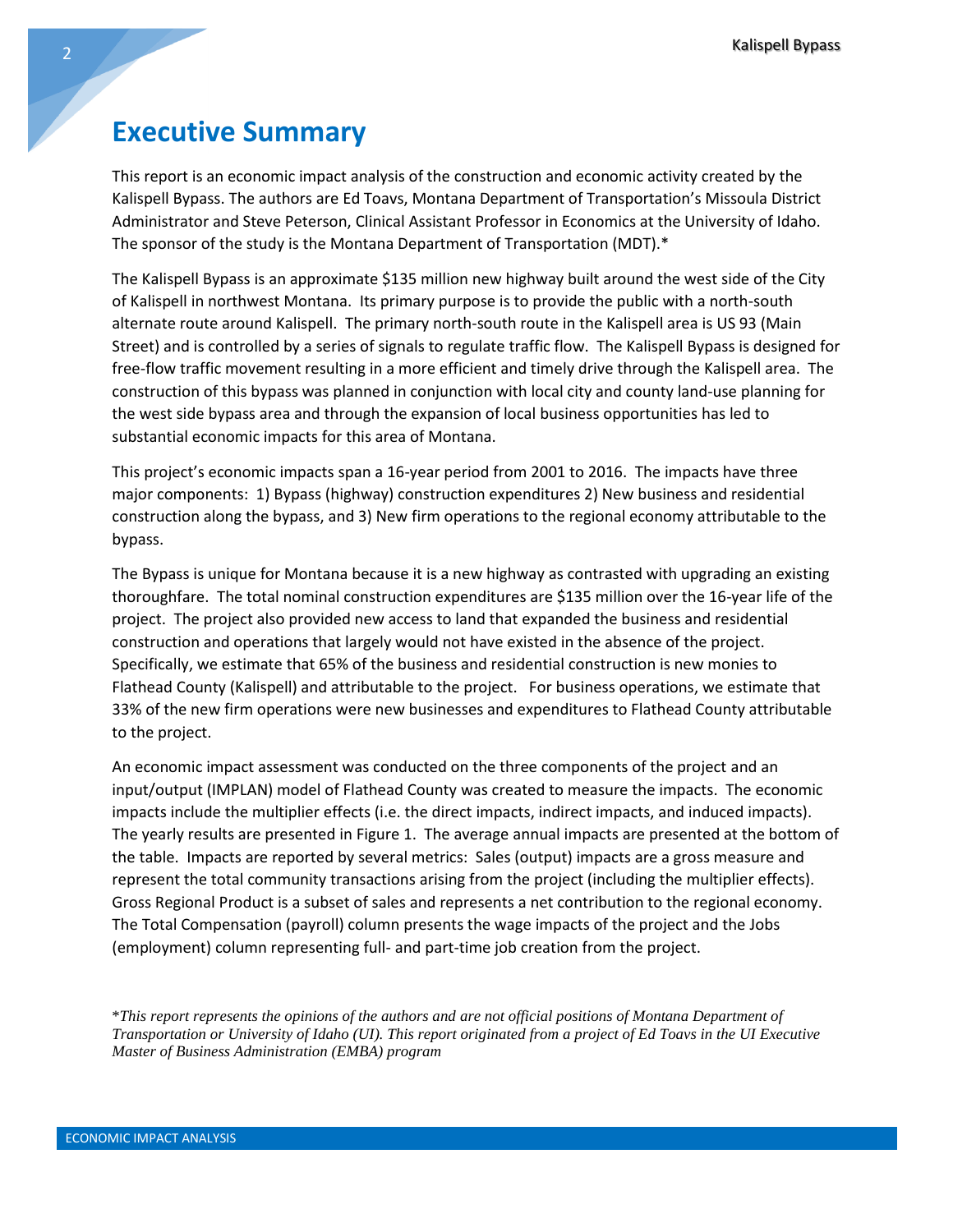# Executive Summary

This report is an economic impact analysis of the construction and economic activity created by the Kalispell Bypass. The authors are Ed Toavs, Montana Department of Transportation's Missoula District Administrator and Steve Peterson, Clinical Assistant Professor in Economics at the University of Idaho. The sponsor of the study is the Montana Department of Transportation (MDT).*

The Kalispell Bypass is an approximate $135 million new highway built around the west side of the City of Kalispell in northwest Montana. Its primary purpose is to provide the public with a north-south alternate route around Kalispell. The primary north-south route in the Kalispell area is US 93 (Main Street) and is controlled by a series of signals to regulate traffic flow. The Kalispell Bypass is designed for free-flow traffic movement resulting in a more efficient and timely drive through the Kalispell area. The construction of this bypass was planned in conjunction with local city and county land-use planning for the west side bypass area and through the expansion of local business opportunities has led to substantial economic impacts for this area of Montana.

This project's economic impacts span a 16-year period from 2001 to 2016. The impacts have three major components: 1) Bypass (highway) construction expenditures 2) New business and residential construction along the bypass, and 3) New firm operations to the regional economy attributable to the bypass.

The Bypass is unique for Montana because it is a new highway as contrasted with upgrading an existing thoroughfare. The total nominal construction expenditures are $135 million over the 16-year life of the project. The project also provided new access to land that expanded the business and residential construction and operations that largely would not have existed in the absence of the project. Specifically, we estimate that 65% of the business and residential construction is new monies to Flathead County (Kalispell) and attributable to the project. For business operations, we estimate that 33% of the new firm operations were new businesses and expenditures to Flathead County attributable to the project.

An economic impact assessment was conducted on the three components of the project and an input/output (IMPLAN) model of Flathead County was created to measure the impacts. The economic impacts include the multiplier effects (i.e. the direct impacts, indirect impacts, and induced impacts). The yearly results are presented in Figure 1. The average annual impacts are presented at the bottom of the table. Impacts are reported by several metrics: Sales (output) impacts are a gross measure and represent the total community transactions arising from the project (including the multiplier effects). Gross Regional Product is a subset of sales and represents a net contribution to the regional economy. The Total Compensation (payroll) column presents the wage impacts of the project and the Jobs (employment) column representing full- and part-time job creation from the project.

**This report represents the opinions of the authors and are not official positions of Montana Department of Transportation or University of Idaho (UI). This report originated from a project of Ed Toavs in the UI Executive Master of Business Administration (EMBA) program*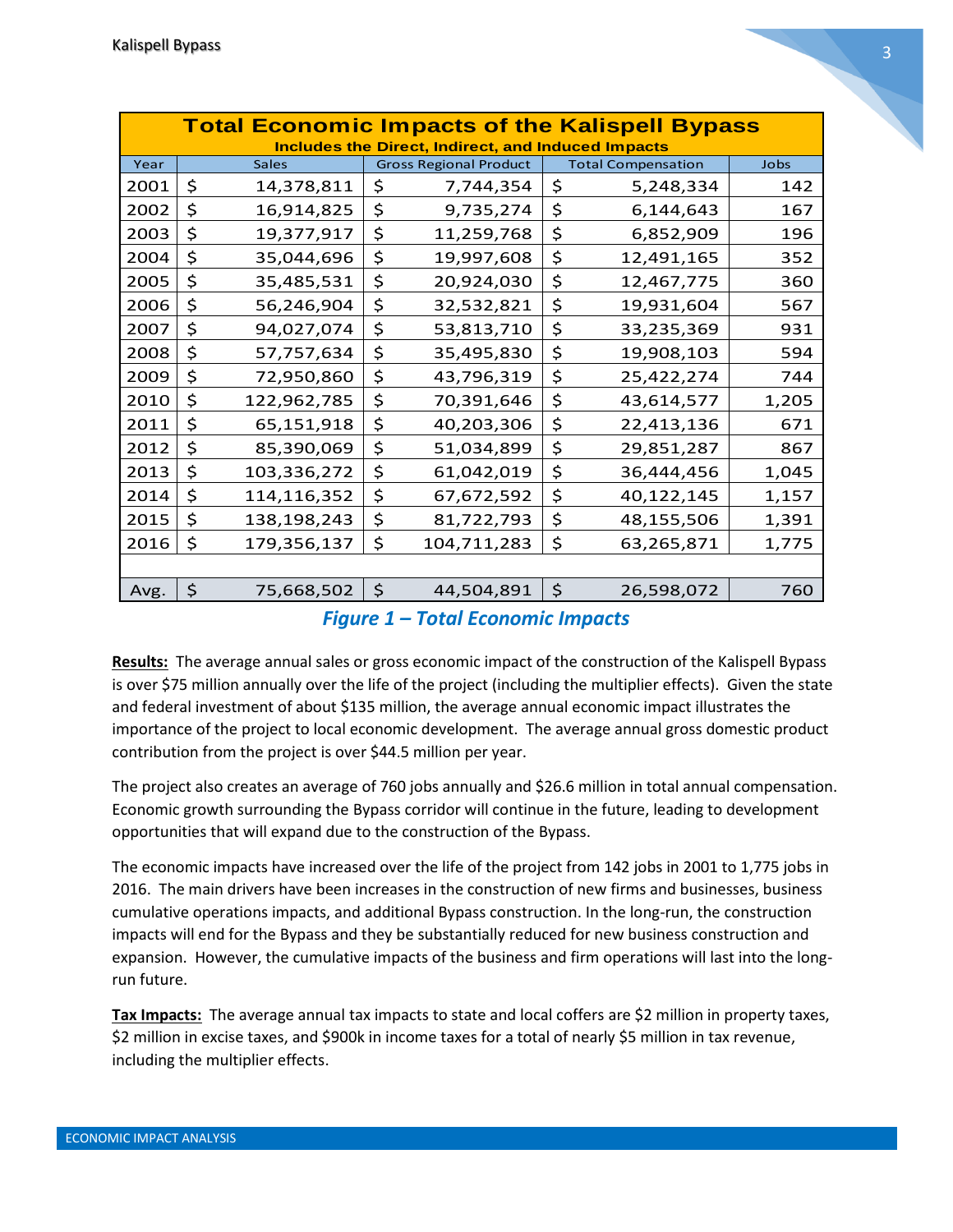| **Total Economic Impacts of the Kalispell Bypass** | | | | |
|---|---|---|---|---|
| **Includes the Direct, Indirect, and Induced Impacts** | | | | |
| Year | Sales | Gross Regional Product | Total Compensation | Jobs |
| 2001 | $ 14,378,811 | $ 7,744,354 | $ 5,248,334 | 142 |
| 2002 | $ 16,914,825 | $ 9,735,274 | $ 6,144,643 | 167 |
| 2003 | $ 19,377,917 | $ 11,259,768 | $ 6,852,909 | 196 |
| 2004 | $ 35,044,696 | $ 19,997,608 | $ 12,491,165 | 352 |
| 2005 | $ 35,485,531 | $ 20,924,030 | $ 12,467,775 | 360 |
| 2006 | $ 56,246,904 | $ 32,532,821 | $ 19,931,604 | 567 |
| 2007 | $ 94,027,074 | $ 53,813,710 | $ 33,235,369 | 931 |
| 2008 | $ 57,757,634 | $ 35,495,830 | $ 19,908,103 | 594 |
| 2009 | $ 72,950,860 | $ 43,796,319 | $ 25,422,274 | 744 |
| 2010 | $ 122,962,785 | $ 70,391,646 | $ 43,614,577 | 1,205 |
| 2011 | $ 65,151,918 | $ 40,203,306 | $ 22,413,136 | 671 |
| 2012 | $ 85,390,069 | $ 51,034,899 | $ 29,851,287 | 867 |
| 2013 | $ 103,336,272 | $ 61,042,019 | $ 36,444,456 | 1,045 |
| 2014 | $ 114,116,352 | $ 67,672,592 | $ 40,122,145 | 1,157 |
| 2015 | $ 138,198,243 | $ 81,722,793 | $ 48,155,506 | 1,391 |
| 2016 | $ 179,356,137 | $ 104,711,283 | $ 63,265,871 | 1,775 |
| | | | | |
| Avg. | $ 75,668,502 | $ 44,504,891 | $ 26,598,072 | 760 |

***Figure 1 – Total Economic Impacts***

**Results:** The average annual sales or gross economic impact of the construction of the Kalispell Bypass is over $75 million annually over the life of the project (including the multiplier effects). Given the state and federal investment of about $135 million, the average annual economic impact illustrates the importance of the project to local economic development. The average annual gross domestic product contribution from the project is over $44.5 million per year.

The project also creates an average of 760 jobs annually and $26.6 million in total annual compensation. Economic growth surrounding the Bypass corridor will continue in the future, leading to development opportunities that will expand due to the construction of the Bypass.

The economic impacts have increased over the life of the project from 142 jobs in 2001 to 1,775 jobs in 2016. The main drivers have been increases in the construction of new firms and businesses, business cumulative operations impacts, and additional Bypass construction. In the long-run, the construction impacts will end for the Bypass and they be substantially reduced for new business construction and expansion. However, the cumulative impacts of the business and firm operations will last into the long-run future.

**Tax Impacts:** The average annual tax impacts to state and local coffers are $2 million in property taxes, $2 million in excise taxes, and $900k in income taxes for a total of nearly $5 million in tax revenue, including the multiplier effects.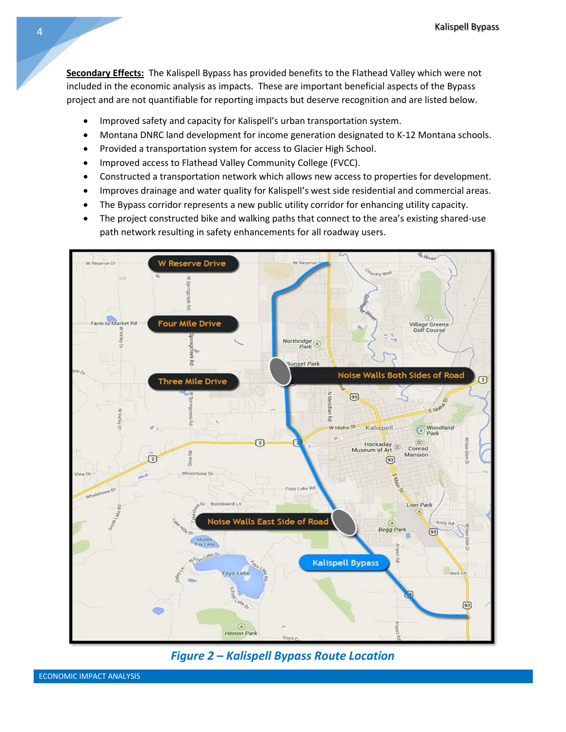**Secondary Effects:** The Kalispell Bypass has provided benefits to the Flathead Valley which were not included in the economic analysis as impacts. These are important beneficial aspects of the Bypass project and are not quantifiable for reporting impacts but deserve recognition and are listed below.

- Improved safety and capacity for Kalispell's urban transportation system.
- Montana DNRC land development for income generation designated to K-12 Montana schools.
- Provided a transportation system for access to Glacier High School.
- Improved access to Flathead Valley Community College (FVCC).
- Constructed a transportation network which allows new access to properties for development.
- Improves drainage and water quality for Kalispell's west side residential and commercial areas.
- The Bypass corridor represents a new public utility corridor for enhancing utility capacity.
- The project constructed bike and walking paths that connect to the area's existing shared-use path network resulting in safety enhancements for all roadway users.

*Figure 2 – Kalispell Bypass Route Location*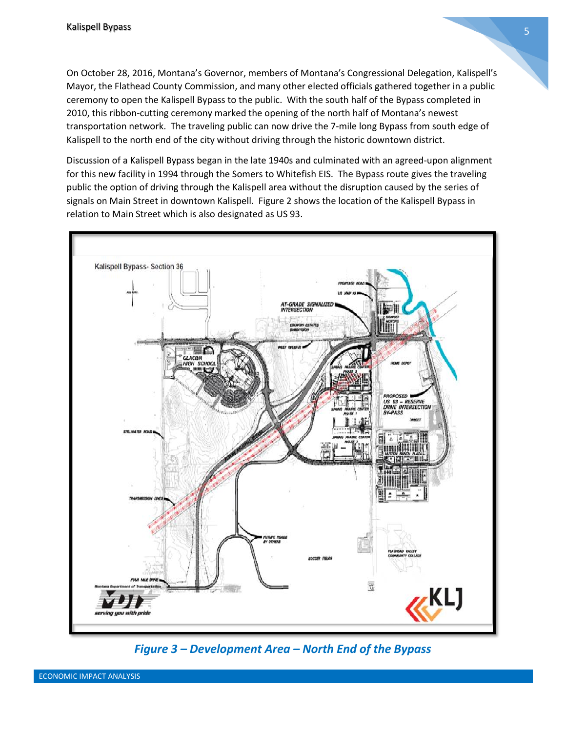On October 28, 2016, Montana's Governor, members of Montana's Congressional Delegation, Kalispell's Mayor, the Flathead County Commission, and many other elected officials gathered together in a public ceremony to open the Kalispell Bypass to the public. With the south half of the Bypass completed in 2010, this ribbon-cutting ceremony marked the opening of the north half of Montana's newest transportation network. The traveling public can now drive the 7-mile long Bypass from south edge of Kalispell to the north end of the city without driving through the historic downtown district.

Discussion of a Kalispell Bypass began in the late 1940s and culminated with an agreed-upon alignment for this new facility in 1994 through the Somers to Whitefish EIS. The Bypass route gives the traveling public the option of driving through the Kalispell area without the disruption caused by the series of signals on Main Street in downtown Kalispell. Figure 2 shows the location of the Kalispell Bypass in relation to Main Street which is also designated as US 93.

*Figure 3 – Development Area – North End of the Bypass*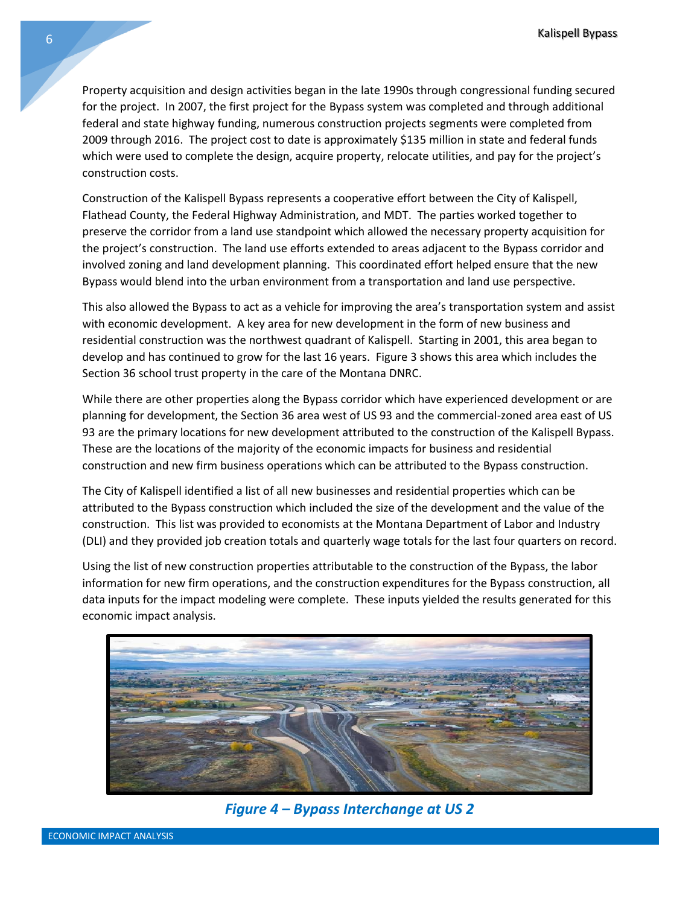Property acquisition and design activities began in the late 1990s through congressional funding secured for the project. In 2007, the first project for the Bypass system was completed and through additional federal and state highway funding, numerous construction projects segments were completed from 2009 through 2016. The project cost to date is approximately $135 million in state and federal funds which were used to complete the design, acquire property, relocate utilities, and pay for the project's construction costs.

Construction of the Kalispell Bypass represents a cooperative effort between the City of Kalispell, Flathead County, the Federal Highway Administration, and MDT. The parties worked together to preserve the corridor from a land use standpoint which allowed the necessary property acquisition for the project's construction. The land use efforts extended to areas adjacent to the Bypass corridor and involved zoning and land development planning. This coordinated effort helped ensure that the new Bypass would blend into the urban environment from a transportation and land use perspective.

This also allowed the Bypass to act as a vehicle for improving the area's transportation system and assist with economic development. A key area for new development in the form of new business and residential construction was the northwest quadrant of Kalispell. Starting in 2001, this area began to develop and has continued to grow for the last 16 years. Figure 3 shows this area which includes the Section 36 school trust property in the care of the Montana DNRC.

While there are other properties along the Bypass corridor which have experienced development or are planning for development, the Section 36 area west of US 93 and the commercial-zoned area east of US 93 are the primary locations for new development attributed to the construction of the Kalispell Bypass. These are the locations of the majority of the economic impacts for business and residential construction and new firm business operations which can be attributed to the Bypass construction.

The City of Kalispell identified a list of all new businesses and residential properties which can be attributed to the Bypass construction which included the size of the development and the value of the construction. This list was provided to economists at the Montana Department of Labor and Industry (DLI) and they provided job creation totals and quarterly wage totals for the last four quarters on record.

Using the list of new construction properties attributable to the construction of the Bypass, the labor information for new firm operations, and the construction expenditures for the Bypass construction, all data inputs for the impact modeling were complete. These inputs yielded the results generated for this economic impact analysis.

*Figure 4 – Bypass Interchange at US 2*